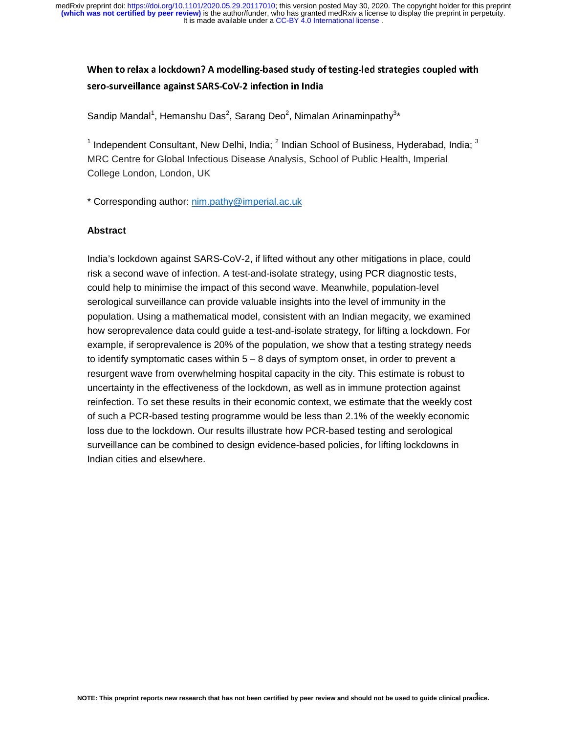# When to relax a lockdown? A modelling-based study of testing-led strategies coupled with sero-surveillance against SARS-CoV-2 infection in India

Sandip Mandal[1], Hemanshu Das[2], Sarang Deo[2], Nimalan Arinaminpathy[3]*

[1] Independent Consultant, New Delhi, India; [2] Indian School of Business, Hyderabad, India; [3] MRC Centre for Global Infectious Disease Analysis, School of Public Health, Imperial College London, London, UK

* Corresponding author: nim.pathy@imperial.ac.uk

## Abstract

India's lockdown against SARS-CoV-2, if lifted without any other mitigations in place, could risk a second wave of infection. A test-and-isolate strategy, using PCR diagnostic tests, could help to minimise the impact of this second wave. Meanwhile, population-level serological surveillance can provide valuable insights into the level of immunity in the population. Using a mathematical model, consistent with an Indian megacity, we examined how seroprevalence data could guide a test-and-isolate strategy, for lifting a lockdown. For example, if seroprevalence is 20% of the population, we show that a testing strategy needs to identify symptomatic cases within 5 – 8 days of symptom onset, in order to prevent a resurgent wave from overwhelming hospital capacity in the city. This estimate is robust to uncertainty in the effectiveness of the lockdown, as well as in immune protection against reinfection. To set these results in their economic context, we estimate that the weekly cost of such a PCR-based testing programme would be less than 2.1% of the weekly economic loss due to the lockdown. Our results illustrate how PCR-based testing and serological surveillance can be combined to design evidence-based policies, for lifting lockdowns in Indian cities and elsewhere.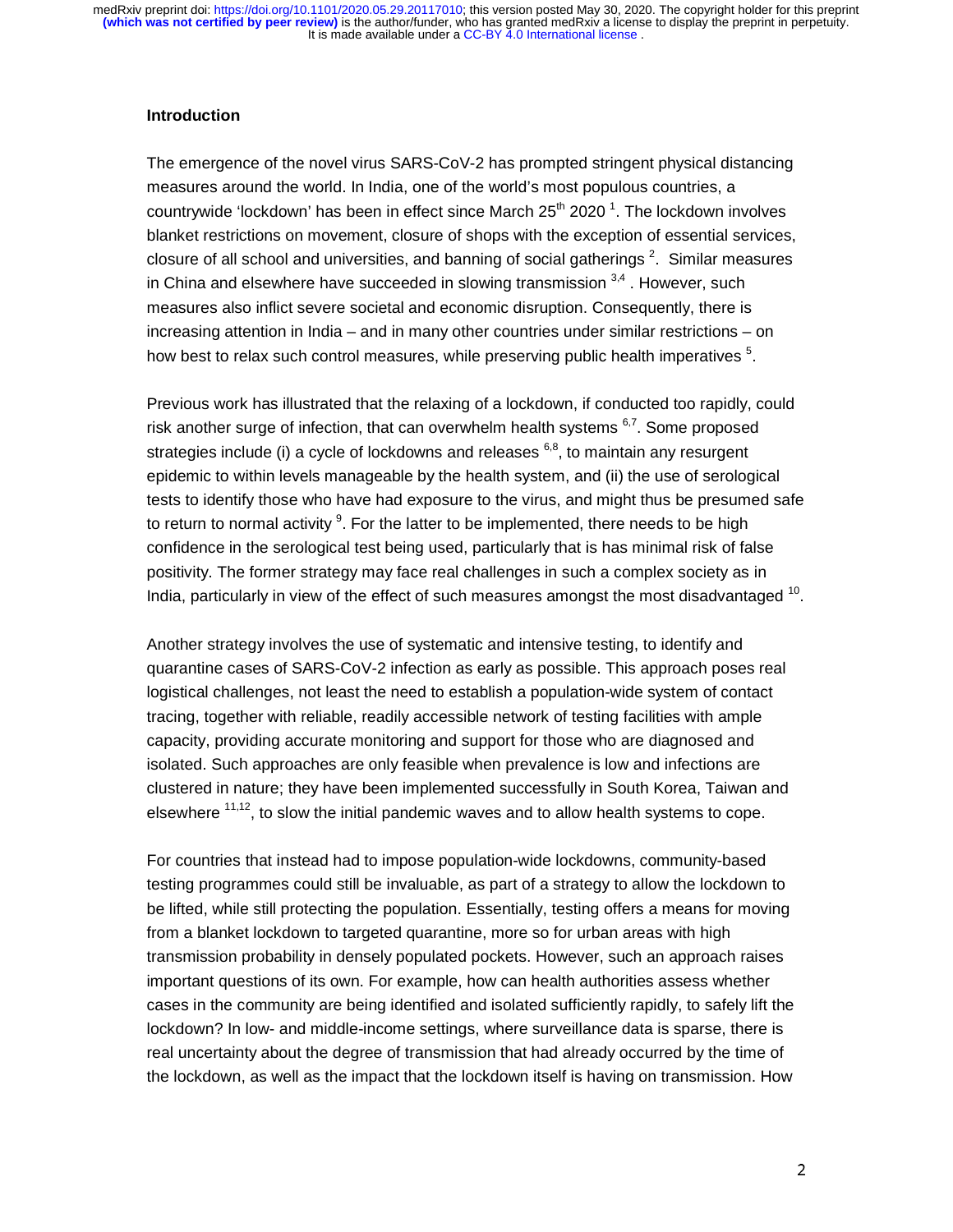## Introduction

The emergence of the novel virus SARS-CoV-2 has prompted stringent physical distancing measures around the world. In India, one of the world's most populous countries, a countrywide 'lockdown' has been in effect since March 25th 2020 [1]. The lockdown involves blanket restrictions on movement, closure of shops with the exception of essential services, closure of all school and universities, and banning of social gatherings [2]. Similar measures in China and elsewhere have succeeded in slowing transmission [3,4]. However, such measures also inflict severe societal and economic disruption. Consequently, there is increasing attention in India – and in many other countries under similar restrictions – on how best to relax such control measures, while preserving public health imperatives [5].

Previous work has illustrated that the relaxing of a lockdown, if conducted too rapidly, could risk another surge of infection, that can overwhelm health systems [6,7]. Some proposed strategies include (i) a cycle of lockdowns and releases [6,8], to maintain any resurgent epidemic to within levels manageable by the health system, and (ii) the use of serological tests to identify those who have had exposure to the virus, and might thus be presumed safe to return to normal activity [9]. For the latter to be implemented, there needs to be high confidence in the serological test being used, particularly that is has minimal risk of false positivity. The former strategy may face real challenges in such a complex society as in India, particularly in view of the effect of such measures amongst the most disadvantaged [10].

Another strategy involves the use of systematic and intensive testing, to identify and quarantine cases of SARS-CoV-2 infection as early as possible. This approach poses real logistical challenges, not least the need to establish a population-wide system of contact tracing, together with reliable, readily accessible network of testing facilities with ample capacity, providing accurate monitoring and support for those who are diagnosed and isolated. Such approaches are only feasible when prevalence is low and infections are clustered in nature; they have been implemented successfully in South Korea, Taiwan and elsewhere [11,12], to slow the initial pandemic waves and to allow health systems to cope.

For countries that instead had to impose population-wide lockdowns, community-based testing programmes could still be invaluable, as part of a strategy to allow the lockdown to be lifted, while still protecting the population. Essentially, testing offers a means for moving from a blanket lockdown to targeted quarantine, more so for urban areas with high transmission probability in densely populated pockets. However, such an approach raises important questions of its own. For example, how can health authorities assess whether cases in the community are being identified and isolated sufficiently rapidly, to safely lift the lockdown? In low- and middle-income settings, where surveillance data is sparse, there is real uncertainty about the degree of transmission that had already occurred by the time of the lockdown, as well as the impact that the lockdown itself is having on transmission. How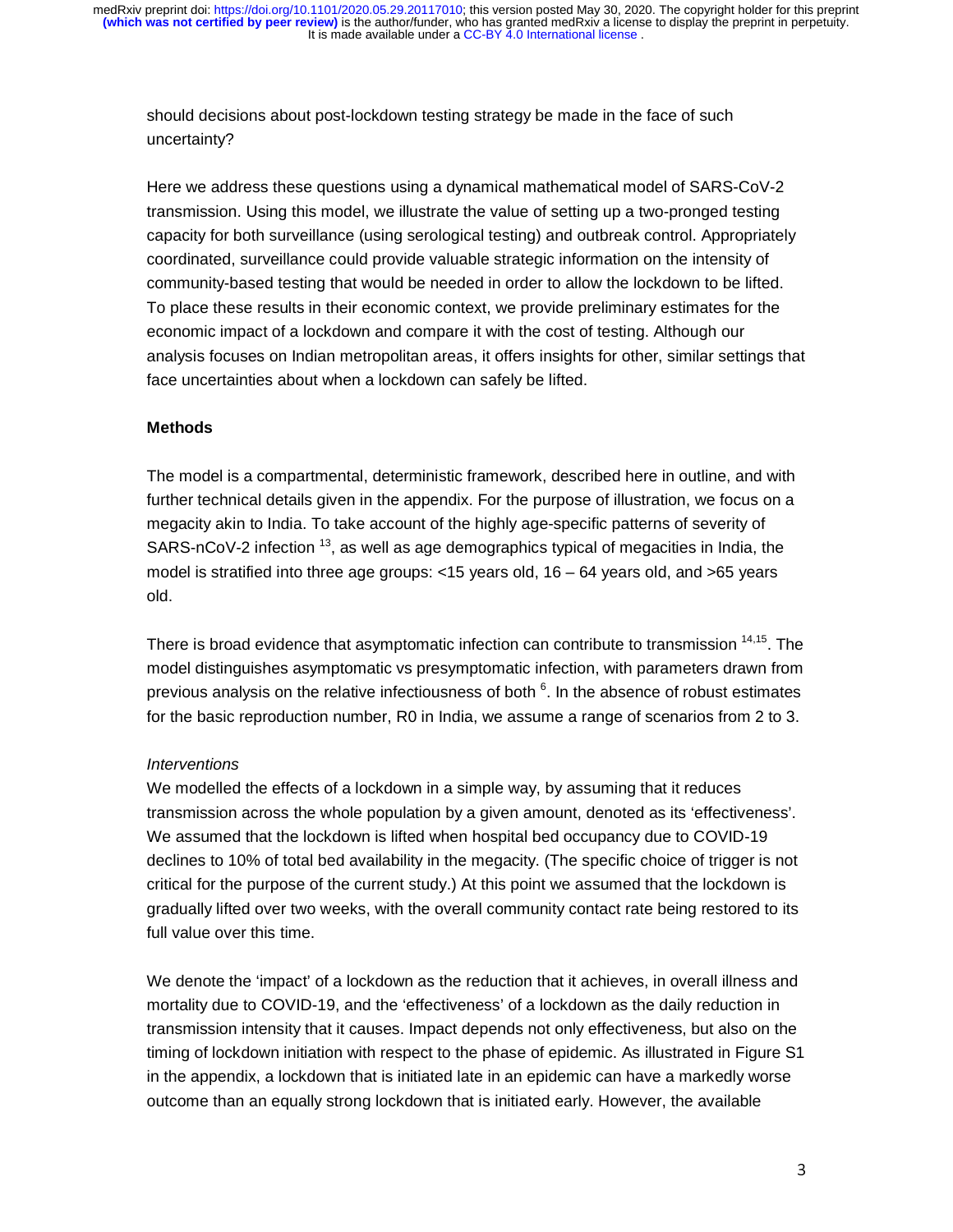should decisions about post-lockdown testing strategy be made in the face of such uncertainty?

Here we address these questions using a dynamical mathematical model of SARS-CoV-2 transmission. Using this model, we illustrate the value of setting up a two-pronged testing capacity for both surveillance (using serological testing) and outbreak control. Appropriately coordinated, surveillance could provide valuable strategic information on the intensity of community-based testing that would be needed in order to allow the lockdown to be lifted. To place these results in their economic context, we provide preliminary estimates for the economic impact of a lockdown and compare it with the cost of testing. Although our analysis focuses on Indian metropolitan areas, it offers insights for other, similar settings that face uncertainties about when a lockdown can safely be lifted.

## Methods

The model is a compartmental, deterministic framework, described here in outline, and with further technical details given in the appendix. For the purpose of illustration, we focus on a megacity akin to India. To take account of the highly age-specific patterns of severity of SARS-nCoV-2 infection [13], as well as age demographics typical of megacities in India, the model is stratified into three age groups: <15 years old, 16 – 64 years old, and >65 years old.

There is broad evidence that asymptomatic infection can contribute to transmission [14,15]. The model distinguishes asymptomatic vs presymptomatic infection, with parameters drawn from previous analysis on the relative infectiousness of both [6]. In the absence of robust estimates for the basic reproduction number, R0 in India, we assume a range of scenarios from 2 to 3.

### *Interventions*

We modelled the effects of a lockdown in a simple way, by assuming that it reduces transmission across the whole population by a given amount, denoted as its 'effectiveness'. We assumed that the lockdown is lifted when hospital bed occupancy due to COVID-19 declines to 10% of total bed availability in the megacity. (The specific choice of trigger is not critical for the purpose of the current study.) At this point we assumed that the lockdown is gradually lifted over two weeks, with the overall community contact rate being restored to its full value over this time.

We denote the 'impact' of a lockdown as the reduction that it achieves, in overall illness and mortality due to COVID-19, and the 'effectiveness' of a lockdown as the daily reduction in transmission intensity that it causes. Impact depends not only effectiveness, but also on the timing of lockdown initiation with respect to the phase of epidemic. As illustrated in Figure S1 in the appendix, a lockdown that is initiated late in an epidemic can have a markedly worse outcome than an equally strong lockdown that is initiated early. However, the available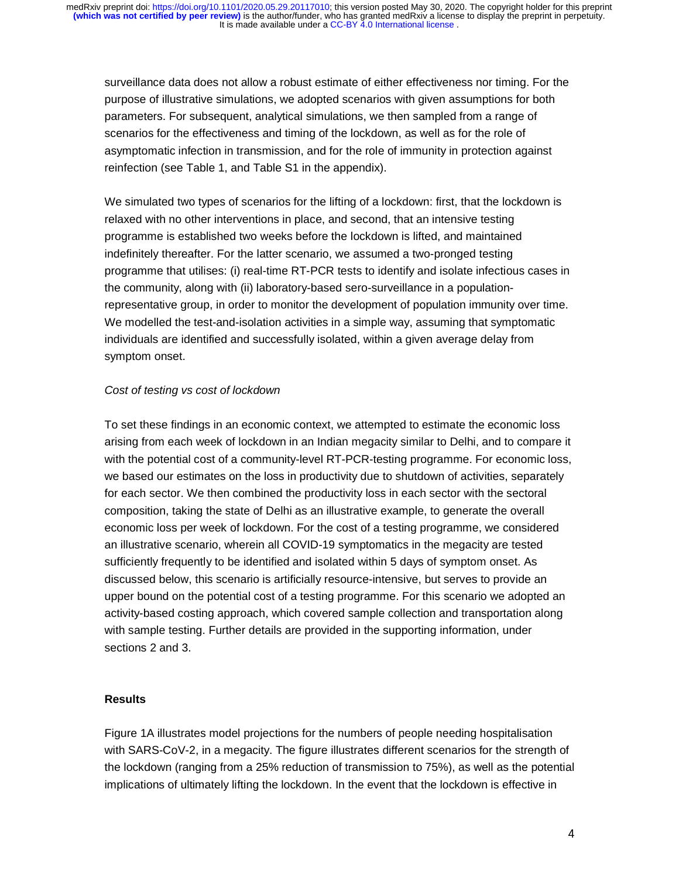surveillance data does not allow a robust estimate of either effectiveness nor timing. For the purpose of illustrative simulations, we adopted scenarios with given assumptions for both parameters. For subsequent, analytical simulations, we then sampled from a range of scenarios for the effectiveness and timing of the lockdown, as well as for the role of asymptomatic infection in transmission, and for the role of immunity in protection against reinfection (see Table 1, and Table S1 in the appendix).

We simulated two types of scenarios for the lifting of a lockdown: first, that the lockdown is relaxed with no other interventions in place, and second, that an intensive testing programme is established two weeks before the lockdown is lifted, and maintained indefinitely thereafter. For the latter scenario, we assumed a two-pronged testing programme that utilises: (i) real-time RT-PCR tests to identify and isolate infectious cases in the community, along with (ii) laboratory-based sero-surveillance in a population-representative group, in order to monitor the development of population immunity over time. We modelled the test-and-isolation activities in a simple way, assuming that symptomatic individuals are identified and successfully isolated, within a given average delay from symptom onset.

*Cost of testing vs cost of lockdown*

To set these findings in an economic context, we attempted to estimate the economic loss arising from each week of lockdown in an Indian megacity similar to Delhi, and to compare it with the potential cost of a community-level RT-PCR-testing programme. For economic loss, we based our estimates on the loss in productivity due to shutdown of activities, separately for each sector. We then combined the productivity loss in each sector with the sectoral composition, taking the state of Delhi as an illustrative example, to generate the overall economic loss per week of lockdown. For the cost of a testing programme, we considered an illustrative scenario, wherein all COVID-19 symptomatics in the megacity are tested sufficiently frequently to be identified and isolated within 5 days of symptom onset. As discussed below, this scenario is artificially resource-intensive, but serves to provide an upper bound on the potential cost of a testing programme. For this scenario we adopted an activity-based costing approach, which covered sample collection and transportation along with sample testing. Further details are provided in the supporting information, under sections 2 and 3.

## Results

Figure 1A illustrates model projections for the numbers of people needing hospitalisation with SARS-CoV-2, in a megacity. The figure illustrates different scenarios for the strength of the lockdown (ranging from a 25% reduction of transmission to 75%), as well as the potential implications of ultimately lifting the lockdown. In the event that the lockdown is effective in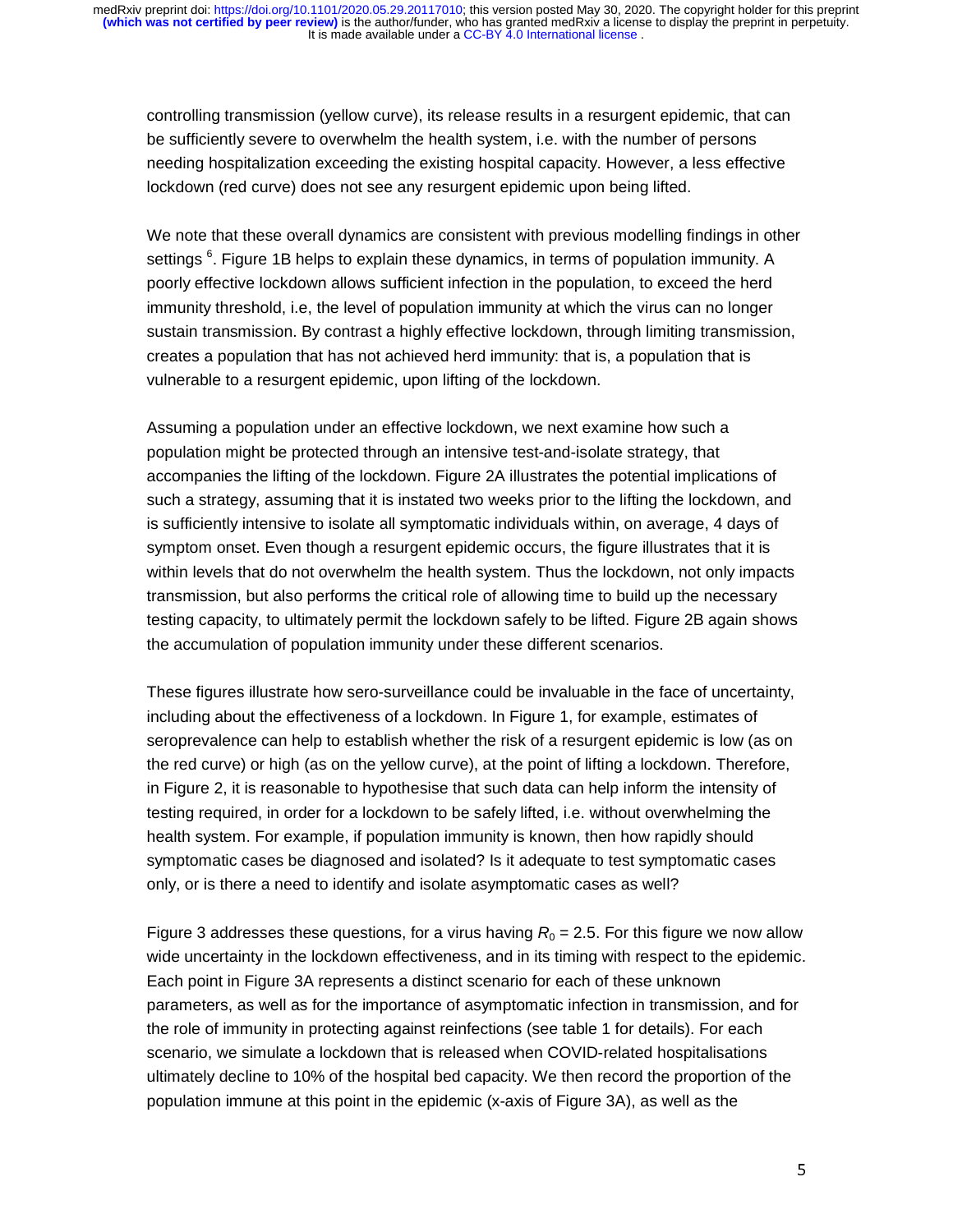controlling transmission (yellow curve), its release results in a resurgent epidemic, that can be sufficiently severe to overwhelm the health system, i.e. with the number of persons needing hospitalization exceeding the existing hospital capacity. However, a less effective lockdown (red curve) does not see any resurgent epidemic upon being lifted.

We note that these overall dynamics are consistent with previous modelling findings in other settings [6]. Figure 1B helps to explain these dynamics, in terms of population immunity. A poorly effective lockdown allows sufficient infection in the population, to exceed the herd immunity threshold, i.e, the level of population immunity at which the virus can no longer sustain transmission. By contrast a highly effective lockdown, through limiting transmission, creates a population that has not achieved herd immunity: that is, a population that is vulnerable to a resurgent epidemic, upon lifting of the lockdown.

Assuming a population under an effective lockdown, we next examine how such a population might be protected through an intensive test-and-isolate strategy, that accompanies the lifting of the lockdown. Figure 2A illustrates the potential implications of such a strategy, assuming that it is instated two weeks prior to the lifting the lockdown, and is sufficiently intensive to isolate all symptomatic individuals within, on average, 4 days of symptom onset. Even though a resurgent epidemic occurs, the figure illustrates that it is within levels that do not overwhelm the health system. Thus the lockdown, not only impacts transmission, but also performs the critical role of allowing time to build up the necessary testing capacity, to ultimately permit the lockdown safely to be lifted. Figure 2B again shows the accumulation of population immunity under these different scenarios.

These figures illustrate how sero-surveillance could be invaluable in the face of uncertainty, including about the effectiveness of a lockdown. In Figure 1, for example, estimates of seroprevalence can help to establish whether the risk of a resurgent epidemic is low (as on the red curve) or high (as on the yellow curve), at the point of lifting a lockdown. Therefore, in Figure 2, it is reasonable to hypothesise that such data can help inform the intensity of testing required, in order for a lockdown to be safely lifted, i.e. without overwhelming the health system. For example, if population immunity is known, then how rapidly should symptomatic cases be diagnosed and isolated? Is it adequate to test symptomatic cases only, or is there a need to identify and isolate asymptomatic cases as well?

Figure 3 addresses these questions, for a virus having $R_0$ = 2.5. For this figure we now allow wide uncertainty in the lockdown effectiveness, and in its timing with respect to the epidemic. Each point in Figure 3A represents a distinct scenario for each of these unknown parameters, as well as for the importance of asymptomatic infection in transmission, and for the role of immunity in protecting against reinfections (see table 1 for details). For each scenario, we simulate a lockdown that is released when COVID-related hospitalisations ultimately decline to 10% of the hospital bed capacity. We then record the proportion of the population immune at this point in the epidemic (x-axis of Figure 3A), as well as the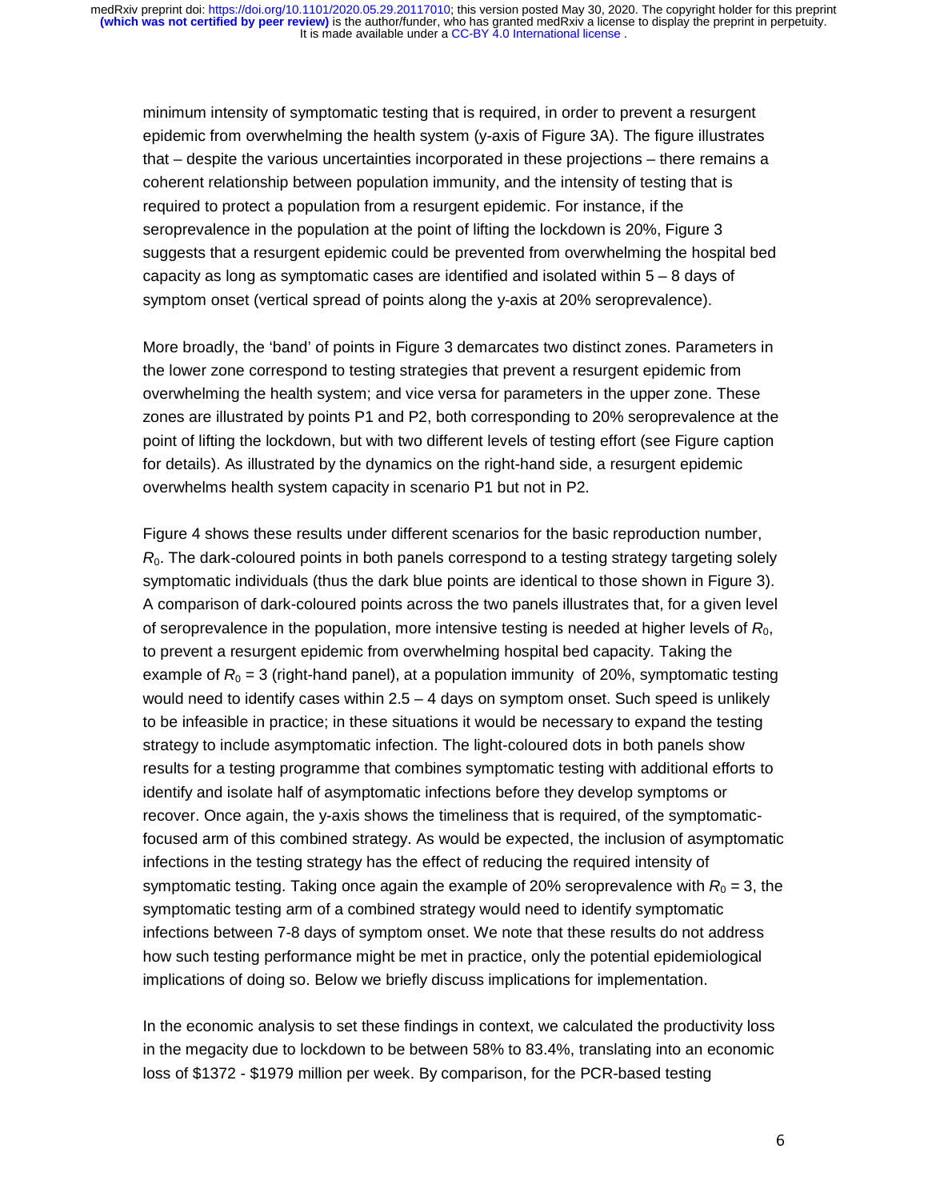minimum intensity of symptomatic testing that is required, in order to prevent a resurgent epidemic from overwhelming the health system (y-axis of Figure 3A). The figure illustrates that – despite the various uncertainties incorporated in these projections – there remains a coherent relationship between population immunity, and the intensity of testing that is required to protect a population from a resurgent epidemic. For instance, if the seroprevalence in the population at the point of lifting the lockdown is 20%, Figure 3 suggests that a resurgent epidemic could be prevented from overwhelming the hospital bed capacity as long as symptomatic cases are identified and isolated within 5 – 8 days of symptom onset (vertical spread of points along the y-axis at 20% seroprevalence).

More broadly, the 'band' of points in Figure 3 demarcates two distinct zones. Parameters in the lower zone correspond to testing strategies that prevent a resurgent epidemic from overwhelming the health system; and vice versa for parameters in the upper zone. These zones are illustrated by points P1 and P2, both corresponding to 20% seroprevalence at the point of lifting the lockdown, but with two different levels of testing effort (see Figure caption for details). As illustrated by the dynamics on the right-hand side, a resurgent epidemic overwhelms health system capacity in scenario P1 but not in P2.

Figure 4 shows these results under different scenarios for the basic reproduction number, $R_0$. The dark-coloured points in both panels correspond to a testing strategy targeting solely symptomatic individuals (thus the dark blue points are identical to those shown in Figure 3). A comparison of dark-coloured points across the two panels illustrates that, for a given level of seroprevalence in the population, more intensive testing is needed at higher levels of $R_0$, to prevent a resurgent epidemic from overwhelming hospital bed capacity. Taking the example of $R_0$ = 3 (right-hand panel), at a population immunity of 20%, symptomatic testing would need to identify cases within 2.5 – 4 days on symptom onset. Such speed is unlikely to be infeasible in practice; in these situations it would be necessary to expand the testing strategy to include asymptomatic infection. The light-coloured dots in both panels show results for a testing programme that combines symptomatic testing with additional efforts to identify and isolate half of asymptomatic infections before they develop symptoms or recover. Once again, the y-axis shows the timeliness that is required, of the symptomatic-focused arm of this combined strategy. As would be expected, the inclusion of asymptomatic infections in the testing strategy has the effect of reducing the required intensity of symptomatic testing. Taking once again the example of 20% seroprevalence with $R_0$ = 3, the symptomatic testing arm of a combined strategy would need to identify symptomatic infections between 7-8 days of symptom onset. We note that these results do not address how such testing performance might be met in practice, only the potential epidemiological implications of doing so. Below we briefly discuss implications for implementation.

In the economic analysis to set these findings in context, we calculated the productivity loss in the megacity due to lockdown to be between 58% to 83.4%, translating into an economic loss of $1372 - $1979 million per week. By comparison, for the PCR-based testing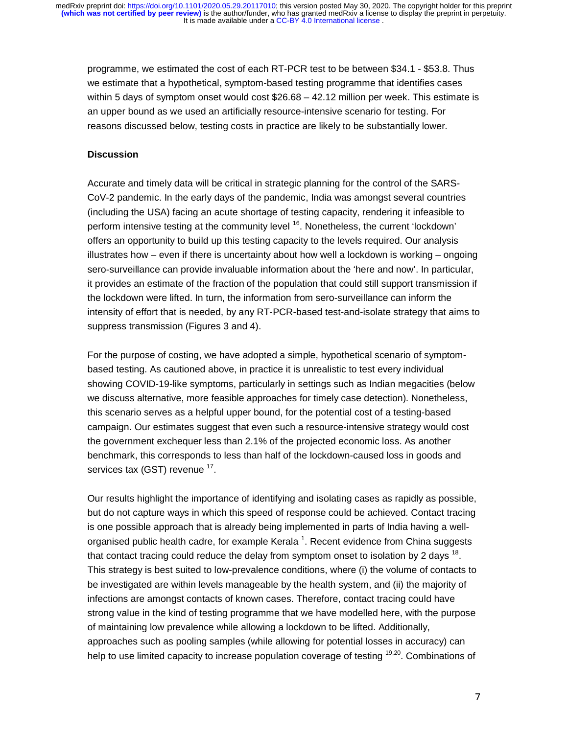programme, we estimated the cost of each RT-PCR test to be between \$34.1 - \$53.8. Thus we estimate that a hypothetical, symptom-based testing programme that identifies cases within 5 days of symptom onset would cost \$26.68 – 42.12 million per week. This estimate is an upper bound as we used an artificially resource-intensive scenario for testing. For reasons discussed below, testing costs in practice are likely to be substantially lower.

**Discussion**

Accurate and timely data will be critical in strategic planning for the control of the SARS-CoV-2 pandemic. In the early days of the pandemic, India was amongst several countries (including the USA) facing an acute shortage of testing capacity, rendering it infeasible to perform intensive testing at the community level [16]. Nonetheless, the current 'lockdown' offers an opportunity to build up this testing capacity to the levels required. Our analysis illustrates how – even if there is uncertainty about how well a lockdown is working – ongoing sero-surveillance can provide invaluable information about the 'here and now'. In particular, it provides an estimate of the fraction of the population that could still support transmission if the lockdown were lifted. In turn, the information from sero-surveillance can inform the intensity of effort that is needed, by any RT-PCR-based test-and-isolate strategy that aims to suppress transmission (Figures 3 and 4).

For the purpose of costing, we have adopted a simple, hypothetical scenario of symptom-based testing. As cautioned above, in practice it is unrealistic to test every individual showing COVID-19-like symptoms, particularly in settings such as Indian megacities (below we discuss alternative, more feasible approaches for timely case detection). Nonetheless, this scenario serves as a helpful upper bound, for the potential cost of a testing-based campaign. Our estimates suggest that even such a resource-intensive strategy would cost the government exchequer less than 2.1% of the projected economic loss. As another benchmark, this corresponds to less than half of the lockdown-caused loss in goods and services tax (GST) revenue [17].

Our results highlight the importance of identifying and isolating cases as rapidly as possible, but do not capture ways in which this speed of response could be achieved. Contact tracing is one possible approach that is already being implemented in parts of India having a well-organised public health cadre, for example Kerala [1]. Recent evidence from China suggests that contact tracing could reduce the delay from symptom onset to isolation by 2 days [18]. This strategy is best suited to low-prevalence conditions, where (i) the volume of contacts to be investigated are within levels manageable by the health system, and (ii) the majority of infections are amongst contacts of known cases. Therefore, contact tracing could have strong value in the kind of testing programme that we have modelled here, with the purpose of maintaining low prevalence while allowing a lockdown to be lifted. Additionally, approaches such as pooling samples (while allowing for potential losses in accuracy) can help to use limited capacity to increase population coverage of testing [19,20]. Combinations of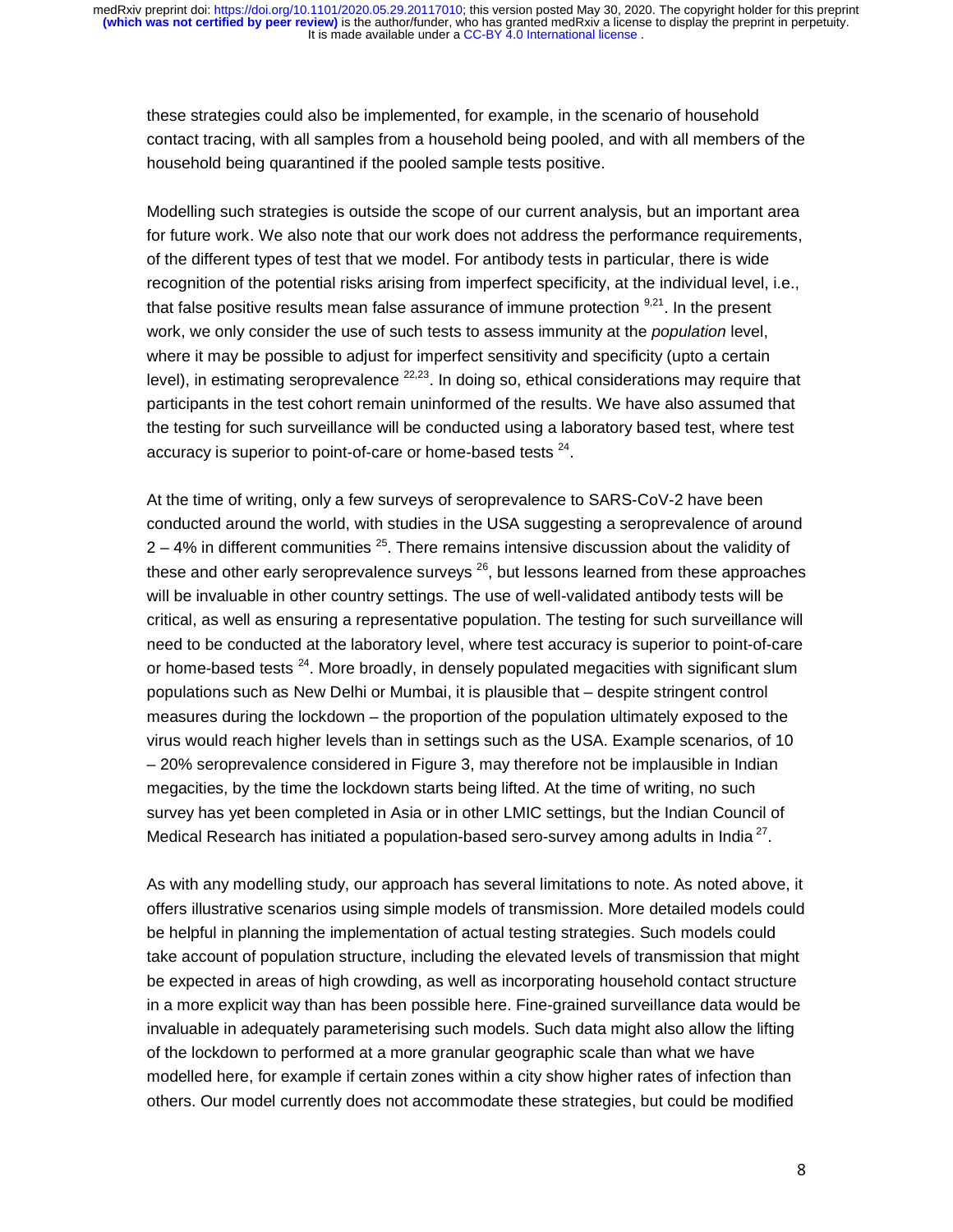these strategies could also be implemented, for example, in the scenario of household contact tracing, with all samples from a household being pooled, and with all members of the household being quarantined if the pooled sample tests positive.

Modelling such strategies is outside the scope of our current analysis, but an important area for future work. We also note that our work does not address the performance requirements, of the different types of test that we model. For antibody tests in particular, there is wide recognition of the potential risks arising from imperfect specificity, at the individual level, i.e., that false positive results mean false assurance of immune protection [9,21]. In the present work, we only consider the use of such tests to assess immunity at the *population* level, where it may be possible to adjust for imperfect sensitivity and specificity (upto a certain level), in estimating seroprevalence [22,23]. In doing so, ethical considerations may require that participants in the test cohort remain uninformed of the results. We have also assumed that the testing for such surveillance will be conducted using a laboratory based test, where test accuracy is superior to point-of-care or home-based tests [24].

At the time of writing, only a few surveys of seroprevalence to SARS-CoV-2 have been conducted around the world, with studies in the USA suggesting a seroprevalence of around 2 – 4% in different communities [25]. There remains intensive discussion about the validity of these and other early seroprevalence surveys [26], but lessons learned from these approaches will be invaluable in other country settings. The use of well-validated antibody tests will be critical, as well as ensuring a representative population. The testing for such surveillance will need to be conducted at the laboratory level, where test accuracy is superior to point-of-care or home-based tests [24]. More broadly, in densely populated megacities with significant slum populations such as New Delhi or Mumbai, it is plausible that – despite stringent control measures during the lockdown – the proportion of the population ultimately exposed to the virus would reach higher levels than in settings such as the USA. Example scenarios, of 10 – 20% seroprevalence considered in Figure 3, may therefore not be implausible in Indian megacities, by the time the lockdown starts being lifted. At the time of writing, no such survey has yet been completed in Asia or in other LMIC settings, but the Indian Council of Medical Research has initiated a population-based sero-survey among adults in India [27].

As with any modelling study, our approach has several limitations to note. As noted above, it offers illustrative scenarios using simple models of transmission. More detailed models could be helpful in planning the implementation of actual testing strategies. Such models could take account of population structure, including the elevated levels of transmission that might be expected in areas of high crowding, as well as incorporating household contact structure in a more explicit way than has been possible here. Fine-grained surveillance data would be invaluable in adequately parameterising such models. Such data might also allow the lifting of the lockdown to performed at a more granular geographic scale than what we have modelled here, for example if certain zones within a city show higher rates of infection than others. Our model currently does not accommodate these strategies, but could be modified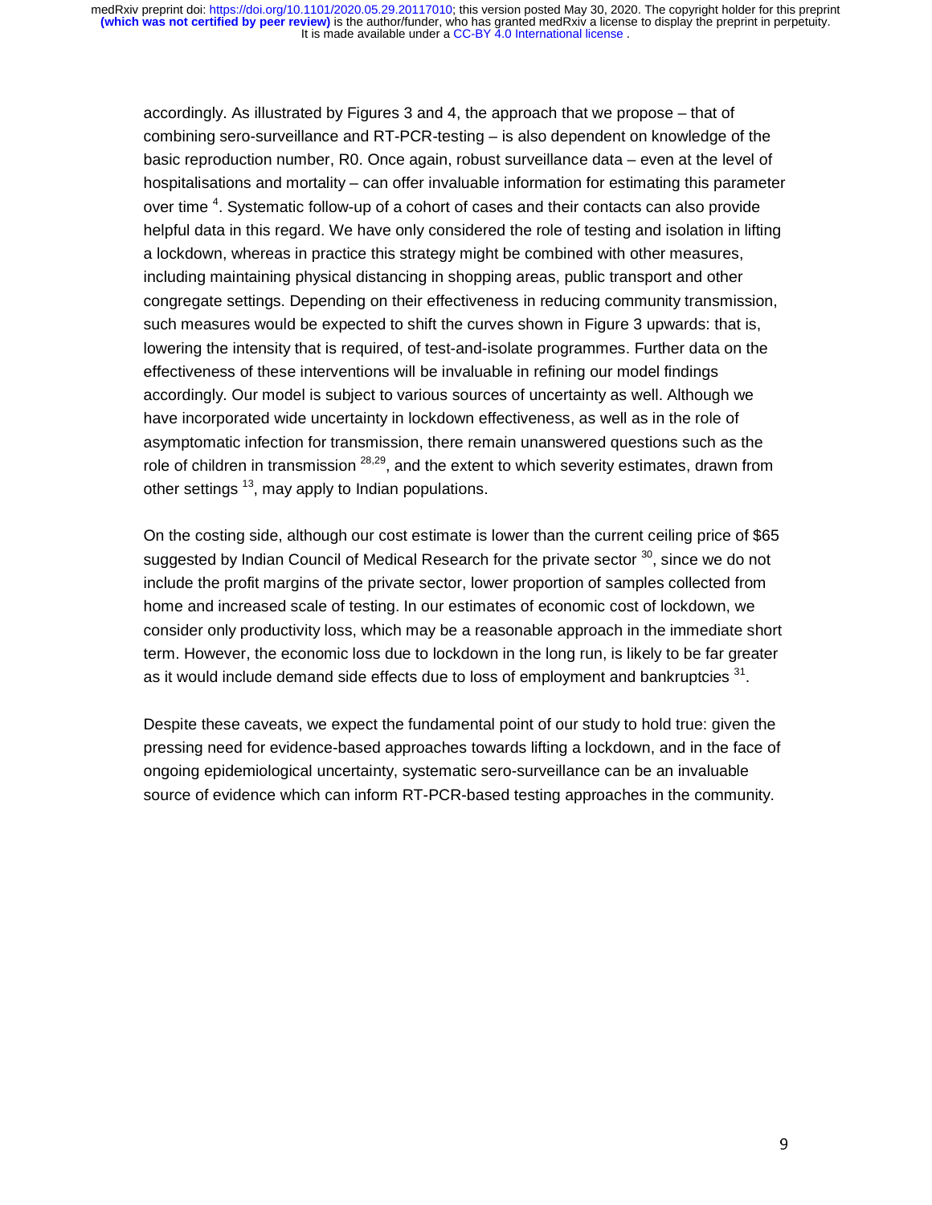accordingly. As illustrated by Figures 3 and 4, the approach that we propose – that of combining sero-surveillance and RT-PCR-testing – is also dependent on knowledge of the basic reproduction number, R0. Once again, robust surveillance data – even at the level of hospitalisations and mortality – can offer invaluable information for estimating this parameter over time [4]. Systematic follow-up of a cohort of cases and their contacts can also provide helpful data in this regard. We have only considered the role of testing and isolation in lifting a lockdown, whereas in practice this strategy might be combined with other measures, including maintaining physical distancing in shopping areas, public transport and other congregate settings. Depending on their effectiveness in reducing community transmission, such measures would be expected to shift the curves shown in Figure 3 upwards: that is, lowering the intensity that is required, of test-and-isolate programmes. Further data on the effectiveness of these interventions will be invaluable in refining our model findings accordingly. Our model is subject to various sources of uncertainty as well. Although we have incorporated wide uncertainty in lockdown effectiveness, as well as in the role of asymptomatic infection for transmission, there remain unanswered questions such as the role of children in transmission [28,29], and the extent to which severity estimates, drawn from other settings [13], may apply to Indian populations.

On the costing side, although our cost estimate is lower than the current ceiling price of $65 suggested by Indian Council of Medical Research for the private sector [30], since we do not include the profit margins of the private sector, lower proportion of samples collected from home and increased scale of testing. In our estimates of economic cost of lockdown, we consider only productivity loss, which may be a reasonable approach in the immediate short term. However, the economic loss due to lockdown in the long run, is likely to be far greater as it would include demand side effects due to loss of employment and bankruptcies [31].

Despite these caveats, we expect the fundamental point of our study to hold true: given the pressing need for evidence-based approaches towards lifting a lockdown, and in the face of ongoing epidemiological uncertainty, systematic sero-surveillance can be an invaluable source of evidence which can inform RT-PCR-based testing approaches in the community.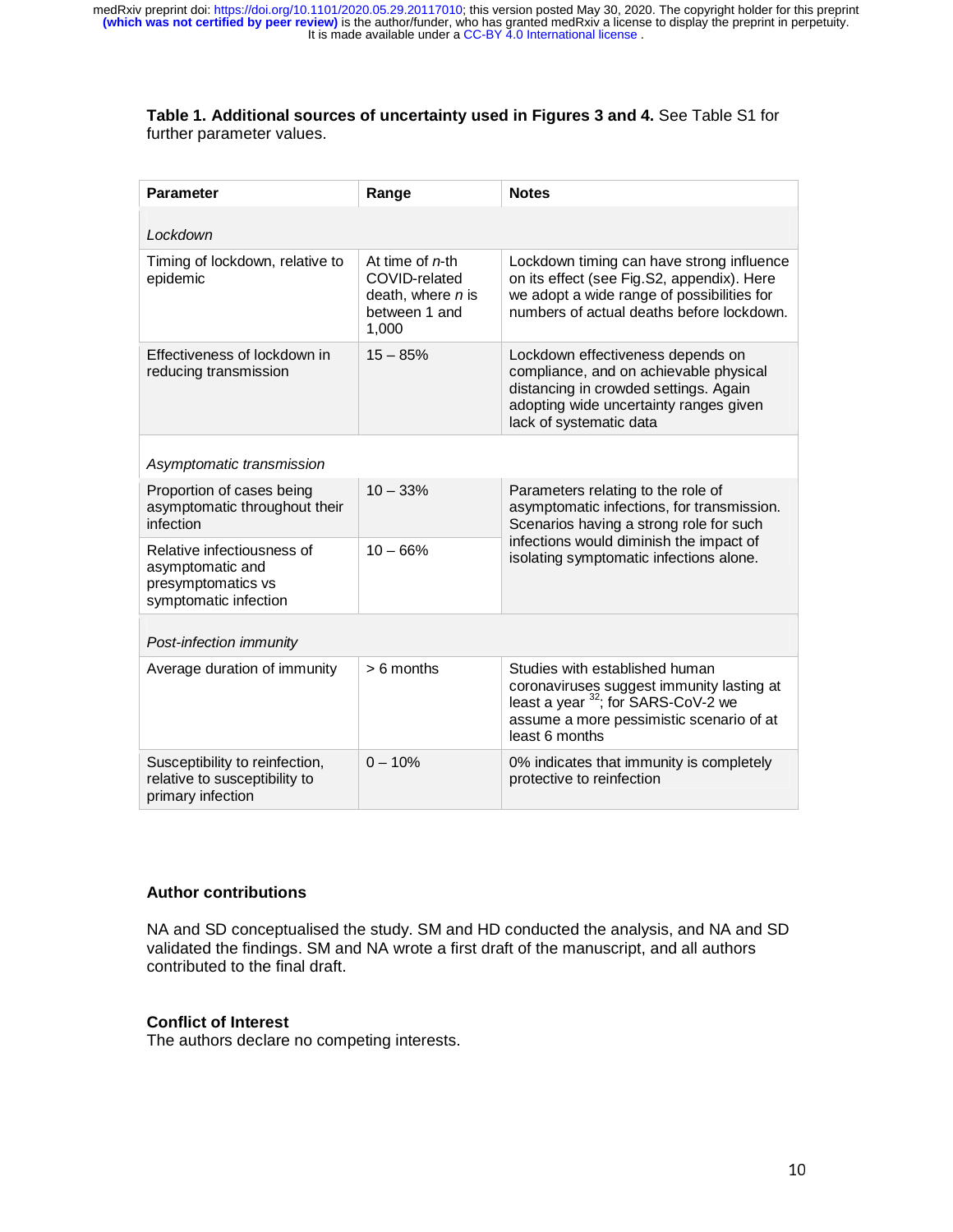**Table 1. Additional sources of uncertainty used in Figures 3 and 4.** See Table S1 for further parameter values.

| Parameter | Range | Notes |
| --- | --- | --- |
| *Lockdown* | | |
| Timing of lockdown, relative to epidemic | At time of *n*-th COVID-related death, where *n* is between 1 and 1,000 | Lockdown timing can have strong influence on its effect (see Fig.S2, appendix). Here we adopt a wide range of possibilities for numbers of actual deaths before lockdown. |
| Effectiveness of lockdown in reducing transmission | 15 – 85% | Lockdown effectiveness depends on compliance, and on achievable physical distancing in crowded settings. Again adopting wide uncertainty ranges given lack of systematic data |
| *Asymptomatic transmission* | | |
| Proportion of cases being asymptomatic throughout their infection | 10 – 33% | Parameters relating to the role of asymptomatic infections, for transmission. Scenarios having a strong role for such infections would diminish the impact of isolating symptomatic infections alone. |
| Relative infectiousness of asymptomatic and presymptomatics vs symptomatic infection | 10 – 66% | |
| *Post-infection immunity* | | |
| Average duration of immunity | > 6 months | Studies with established human coronaviruses suggest immunity lasting at least a year [32]; for SARS-CoV-2 we assume a more pessimistic scenario of at least 6 months |
| Susceptibility to reinfection, relative to susceptibility to primary infection | 0 – 10% | 0% indicates that immunity is completely protective to reinfection |

## Author contributions

NA and SD conceptualised the study. SM and HD conducted the analysis, and NA and SD validated the findings. SM and NA wrote a first draft of the manuscript, and all authors contributed to the final draft.

## Conflict of Interest

The authors declare no competing interests.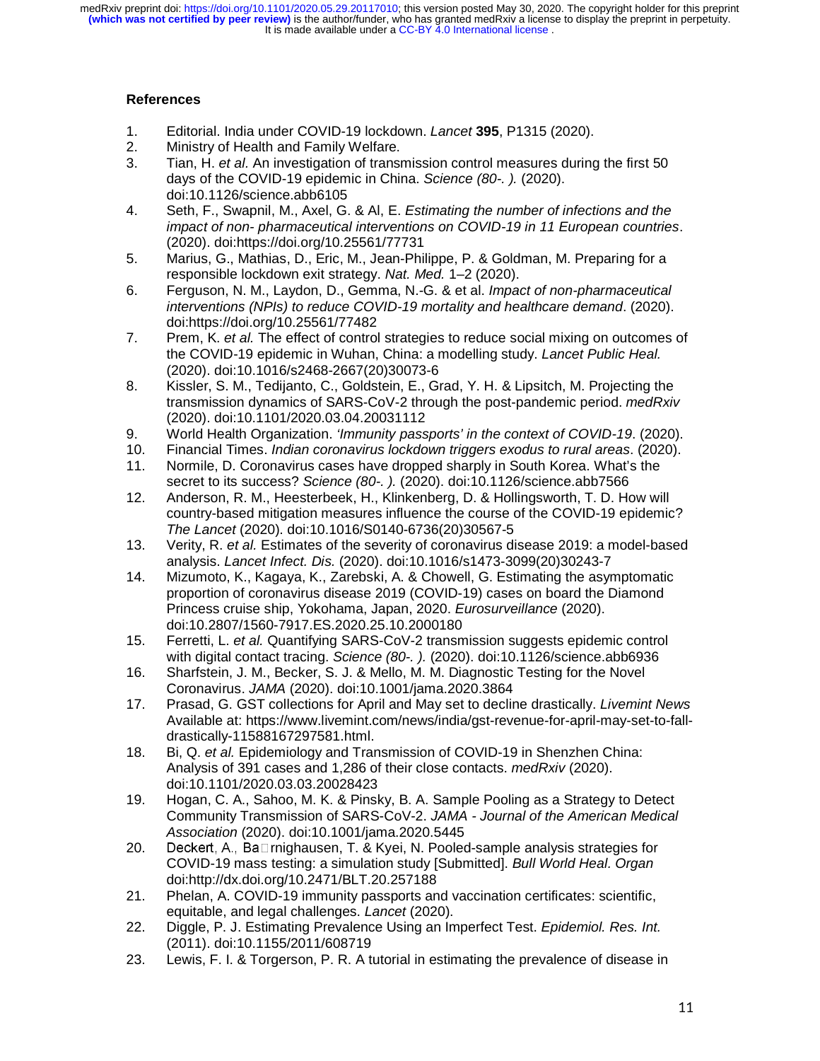### References

1. Editorial. India under COVID-19 lockdown. *Lancet* **395**, P1315 (2020).
2. Ministry of Health and Family Welfare.
3. Tian, H. *et al.* An investigation of transmission control measures during the first 50 days of the COVID-19 epidemic in China. *Science (80-. ).* (2020). doi:10.1126/science.abb6105
4. Seth, F., Swapnil, M., Axel, G. & Al, E. *Estimating the number of infections and the impact of non- pharmaceutical interventions on COVID-19 in 11 European countries*. (2020). doi:https://doi.org/10.25561/77731
5. Marius, G., Mathias, D., Eric, M., Jean-Philippe, P. & Goldman, M. Preparing for a responsible lockdown exit strategy. *Nat. Med.* 1–2 (2020).
6. Ferguson, N. M., Laydon, D., Gemma, N.-G. & et al. *Impact of non-pharmaceutical interventions (NPIs) to reduce COVID-19 mortality and healthcare demand*. (2020). doi:https://doi.org/10.25561/77482
7. Prem, K. *et al.* The effect of control strategies to reduce social mixing on outcomes of the COVID-19 epidemic in Wuhan, China: a modelling study. *Lancet Public Heal.* (2020). doi:10.1016/s2468-2667(20)30073-6
8. Kissler, S. M., Tedijanto, C., Goldstein, E., Grad, Y. H. & Lipsitch, M. Projecting the transmission dynamics of SARS-CoV-2 through the post-pandemic period. *medRxiv* (2020). doi:10.1101/2020.03.04.20031112
9. World Health Organization. *'Immunity passports' in the context of COVID-19*. (2020).
10. Financial Times. *Indian coronavirus lockdown triggers exodus to rural areas*. (2020).
11. Normile, D. Coronavirus cases have dropped sharply in South Korea. What's the secret to its success? *Science (80-. ).* (2020). doi:10.1126/science.abb7566
12. Anderson, R. M., Heesterbeek, H., Klinkenberg, D. & Hollingsworth, T. D. How will country-based mitigation measures influence the course of the COVID-19 epidemic? *The Lancet* (2020). doi:10.1016/S0140-6736(20)30567-5
13. Verity, R. *et al.* Estimates of the severity of coronavirus disease 2019: a model-based analysis. *Lancet Infect. Dis.* (2020). doi:10.1016/s1473-3099(20)30243-7
14. Mizumoto, K., Kagaya, K., Zarebski, A. & Chowell, G. Estimating the asymptomatic proportion of coronavirus disease 2019 (COVID-19) cases on board the Diamond Princess cruise ship, Yokohama, Japan, 2020. *Eurosurveillance* (2020). doi:10.2807/1560-7917.ES.2020.25.10.2000180
15. Ferretti, L. *et al.* Quantifying SARS-CoV-2 transmission suggests epidemic control with digital contact tracing. *Science (80-. ).* (2020). doi:10.1126/science.abb6936
16. Sharfstein, J. M., Becker, S. J. & Mello, M. M. Diagnostic Testing for the Novel Coronavirus. *JAMA* (2020). doi:10.1001/jama.2020.3864
17. Prasad, G. GST collections for April and May set to decline drastically. *Livemint News* Available at: https://www.livemint.com/news/india/gst-revenue-for-april-may-set-to-fall-drastically-11588167297581.html.
18. Bi, Q. *et al.* Epidemiology and Transmission of COVID-19 in Shenzhen China: Analysis of 391 cases and 1,286 of their close contacts. *medRxiv* (2020). doi:10.1101/2020.03.03.20028423
19. Hogan, C. A., Sahoo, M. K. & Pinsky, B. A. Sample Pooling as a Strategy to Detect Community Transmission of SARS-CoV-2. *JAMA - Journal of the American Medical Association* (2020). doi:10.1001/jama.2020.5445
20. Deckert, A., Ba□rnighausen, T. & Kyei, N. Pooled-sample analysis strategies for COVID-19 mass testing: a simulation study [Submitted]. *Bull World Heal. Organ* doi:http://dx.doi.org/10.2471/BLT.20.257188
21. Phelan, A. COVID-19 immunity passports and vaccination certificates: scientific, equitable, and legal challenges. *Lancet* (2020).
22. Diggle, P. J. Estimating Prevalence Using an Imperfect Test. *Epidemiol. Res. Int.* (2011). doi:10.1155/2011/608719
23. Lewis, F. I. & Torgerson, P. R. A tutorial in estimating the prevalence of disease in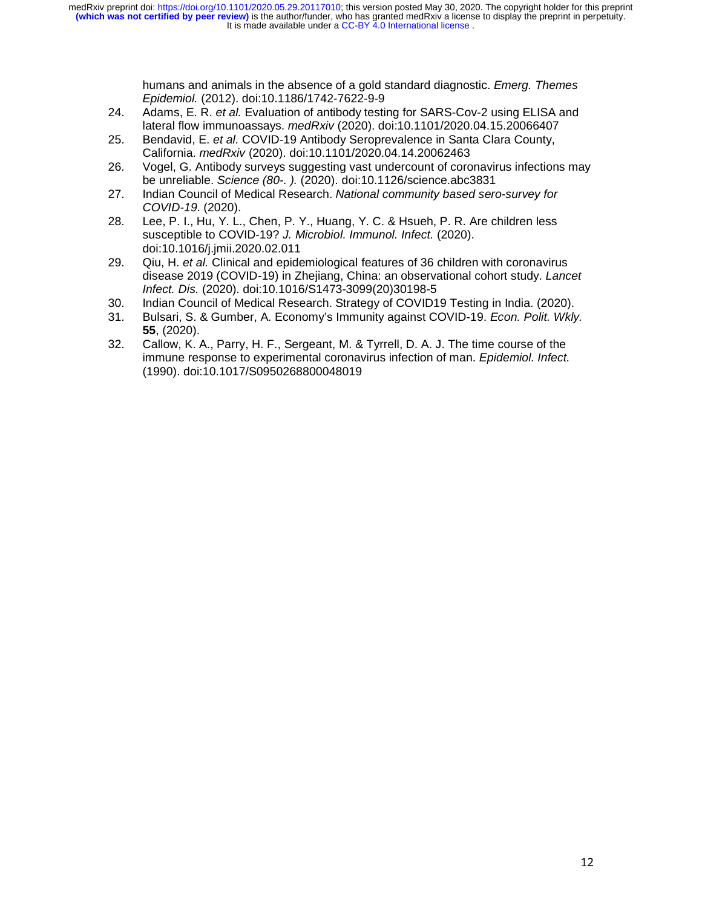humans and animals in the absence of a gold standard diagnostic. *Emerg. Themes Epidemiol.* (2012). doi:10.1186/1742-7622-9-9

24. Adams, E. R. *et al.* Evaluation of antibody testing for SARS-Cov-2 using ELISA and lateral flow immunoassays. *medRxiv* (2020). doi:10.1101/2020.04.15.20066407
25. Bendavid, E. *et al.* COVID-19 Antibody Seroprevalence in Santa Clara County, California. *medRxiv* (2020). doi:10.1101/2020.04.14.20062463
26. Vogel, G. Antibody surveys suggesting vast undercount of coronavirus infections may be unreliable. *Science (80-. ).* (2020). doi:10.1126/science.abc3831
27. Indian Council of Medical Research. *National community based sero-survey for COVID-19.* (2020).
28. Lee, P. I., Hu, Y. L., Chen, P. Y., Huang, Y. C. & Hsueh, P. R. Are children less susceptible to COVID-19? *J. Microbiol. Immunol. Infect.* (2020). doi:10.1016/j.jmii.2020.02.011
29. Qiu, H. *et al.* Clinical and epidemiological features of 36 children with coronavirus disease 2019 (COVID-19) in Zhejiang, China: an observational cohort study. *Lancet Infect. Dis.* (2020). doi:10.1016/S1473-3099(20)30198-5
30. Indian Council of Medical Research. Strategy of COVID19 Testing in India. (2020).
31. Bulsari, S. & Gumber, A. Economy's Immunity against COVID-19. *Econ. Polit. Wkly.* **55**, (2020).
32. Callow, K. A., Parry, H. F., Sergeant, M. & Tyrrell, D. A. J. The time course of the immune response to experimental coronavirus infection of man. *Epidemiol. Infect.* (1990). doi:10.1017/S0950268800048019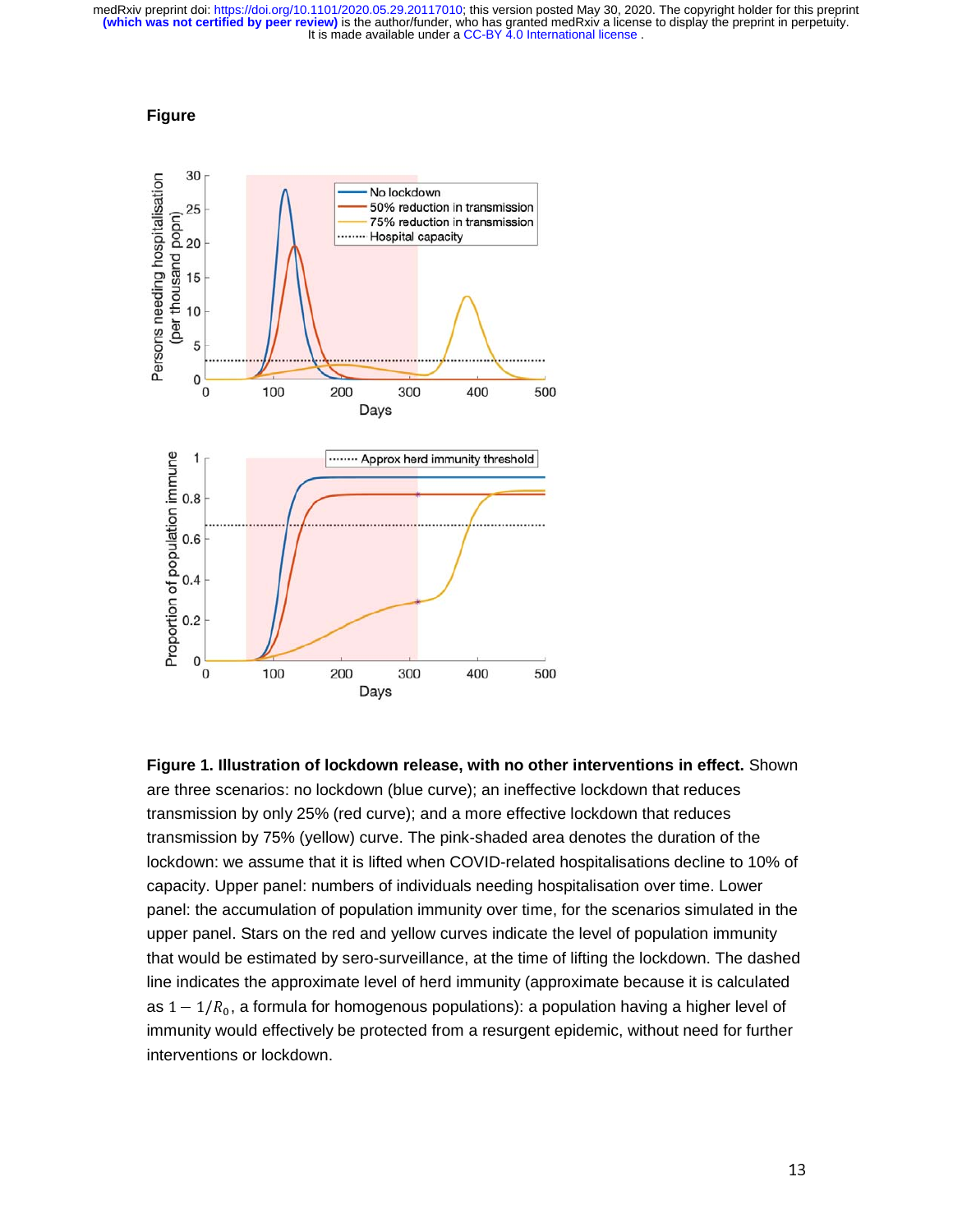**Figure**

**Figure 1. Illustration of lockdown release, with no other interventions in effect.** Shown are three scenarios: no lockdown (blue curve); an ineffective lockdown that reduces transmission by only 25% (red curve); and a more effective lockdown that reduces transmission by 75% (yellow) curve. The pink-shaded area denotes the duration of the lockdown: we assume that it is lifted when COVID-related hospitalisations decline to 10% of capacity. Upper panel: numbers of individuals needing hospitalisation over time. Lower panel: the accumulation of population immunity over time, for the scenarios simulated in the upper panel. Stars on the red and yellow curves indicate the level of population immunity that would be estimated by sero-surveillance, at the time of lifting the lockdown. The dashed line indicates the approximate level of herd immunity (approximate because it is calculated as $1 - 1/R_0$, a formula for homogenous populations): a population having a higher level of immunity would effectively be protected from a resurgent epidemic, without need for further interventions or lockdown.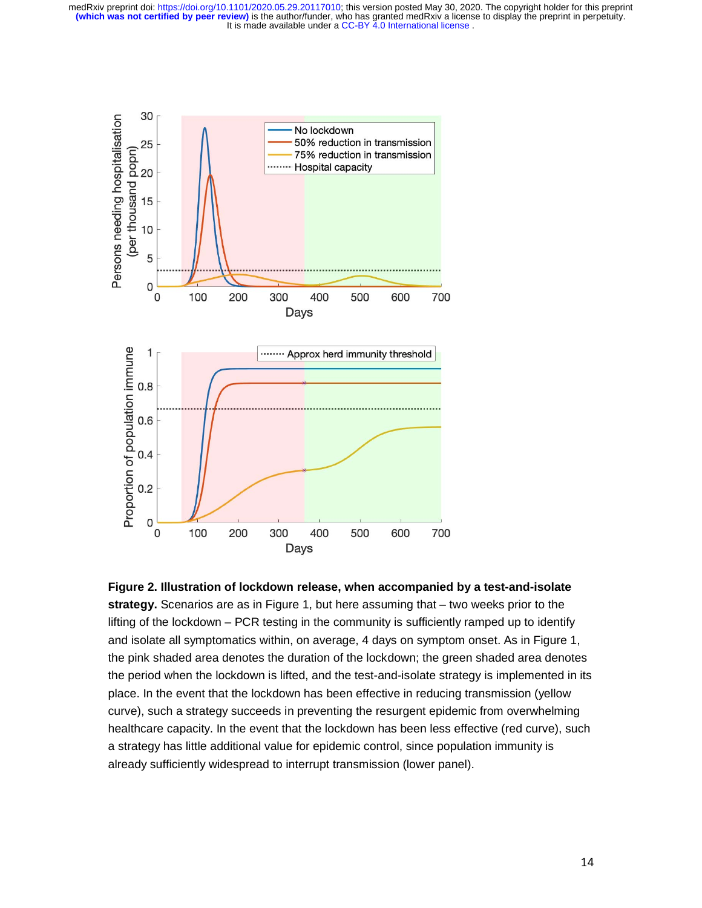**Figure 2. Illustration of lockdown release, when accompanied by a test-and-isolate strategy.** Scenarios are as in Figure 1, but here assuming that – two weeks prior to the lifting of the lockdown – PCR testing in the community is sufficiently ramped up to identify and isolate all symptomatics within, on average, 4 days on symptom onset. As in Figure 1, the pink shaded area denotes the duration of the lockdown; the green shaded area denotes the period when the lockdown is lifted, and the test-and-isolate strategy is implemented in its place. In the event that the lockdown has been effective in reducing transmission (yellow curve), such a strategy succeeds in preventing the resurgent epidemic from overwhelming healthcare capacity. In the event that the lockdown has been less effective (red curve), such a strategy has little additional value for epidemic control, since population immunity is already sufficiently widespread to interrupt transmission (lower panel).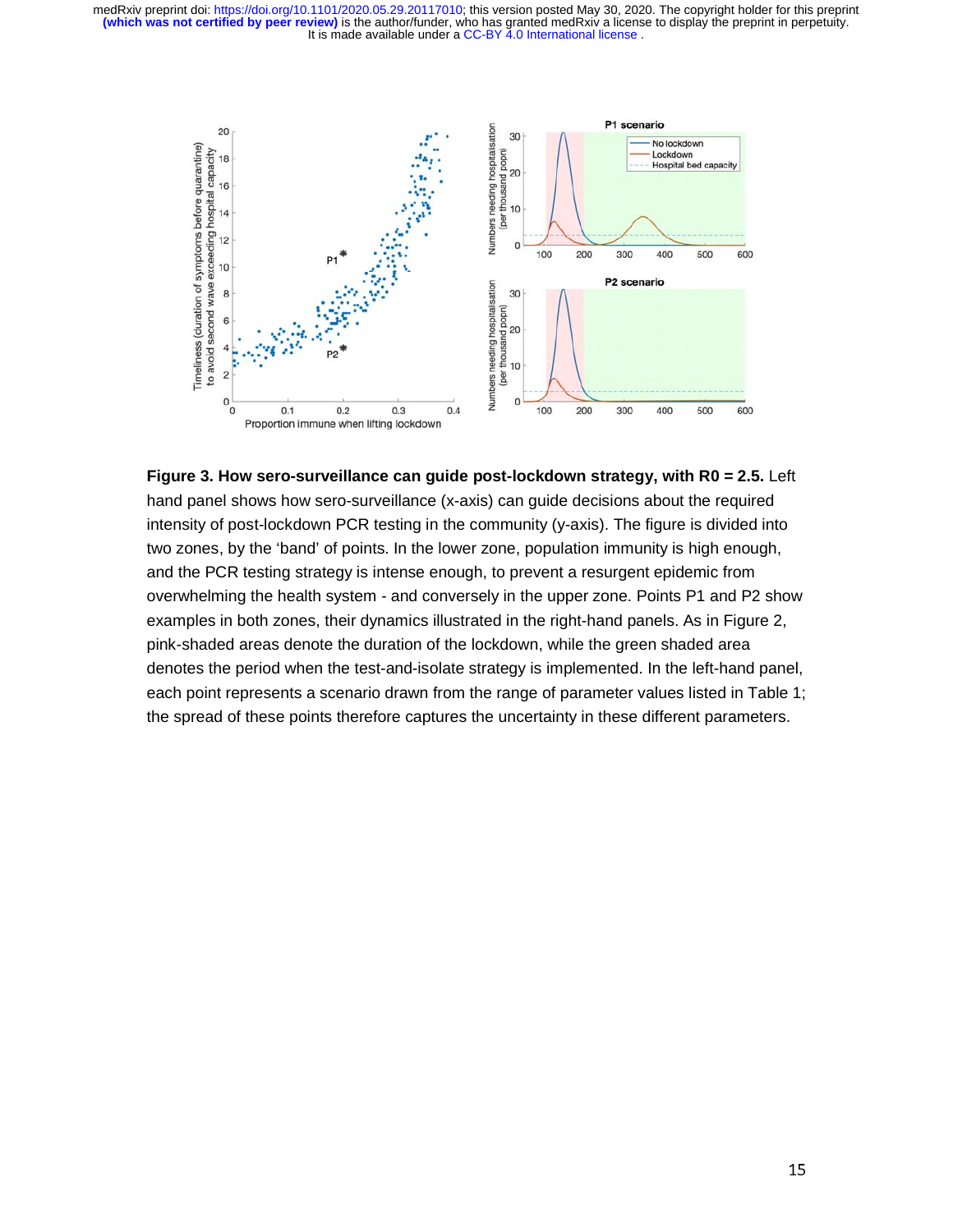**Figure 3. How sero-surveillance can guide post-lockdown strategy, with R0 = 2.5.** Left hand panel shows how sero-surveillance (x-axis) can guide decisions about the required intensity of post-lockdown PCR testing in the community (y-axis). The figure is divided into two zones, by the 'band' of points. In the lower zone, population immunity is high enough, and the PCR testing strategy is intense enough, to prevent a resurgent epidemic from overwhelming the health system - and conversely in the upper zone. Points P1 and P2 show examples in both zones, their dynamics illustrated in the right-hand panels. As in Figure 2, pink-shaded areas denote the duration of the lockdown, while the green shaded area denotes the period when the test-and-isolate strategy is implemented. In the left-hand panel, each point represents a scenario drawn from the range of parameter values listed in Table 1; the spread of these points therefore captures the uncertainty in these different parameters.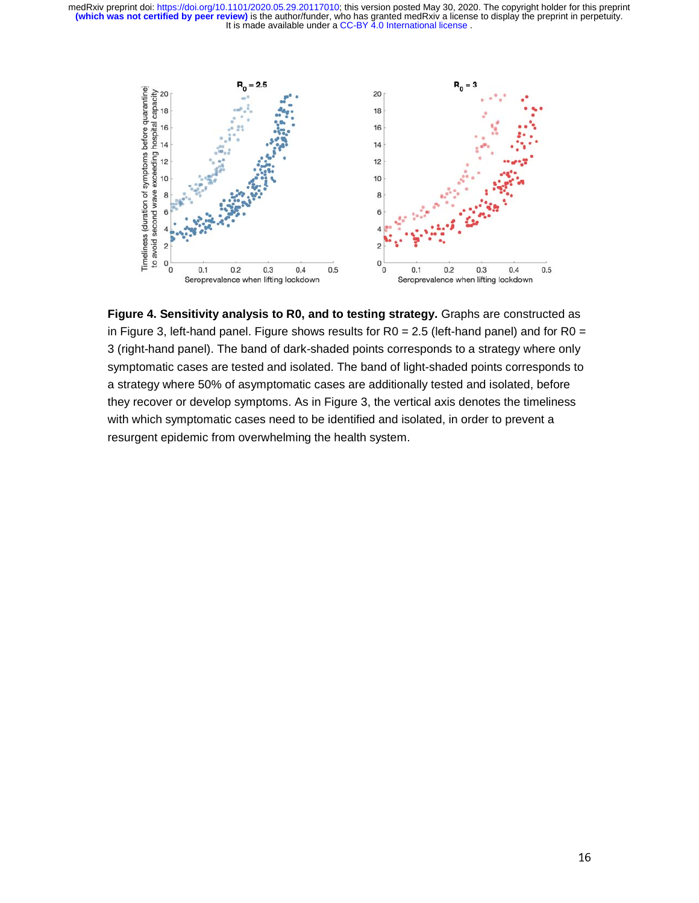$R_0 = 2.5$

Timeliness (duration of symptoms before quarantine) to avoid second wave exceeding hospital capacity

0 2 4 6 8 10 12 14 16 18 20

0 0.1 0.2 0.3 0.4 0.5

Seroprevalence when lifting lockdown

$R_0 = 3$

0 2 4 6 8 10 12 14 16 18 20

0 0.1 0.2 0.3 0.4 0.5

Seroprevalence when lifting lockdown

**Figure 4. Sensitivity analysis to R0, and to testing strategy.** Graphs are constructed as in Figure 3, left-hand panel. Figure shows results for R0 = 2.5 (left-hand panel) and for R0 = 3 (right-hand panel). The band of dark-shaded points corresponds to a strategy where only symptomatic cases are tested and isolated. The band of light-shaded points corresponds to a strategy where 50% of asymptomatic cases are additionally tested and isolated, before they recover or develop symptoms. As in Figure 3, the vertical axis denotes the timeliness with which symptomatic cases need to be identified and isolated, in order to prevent a resurgent epidemic from overwhelming the health system.